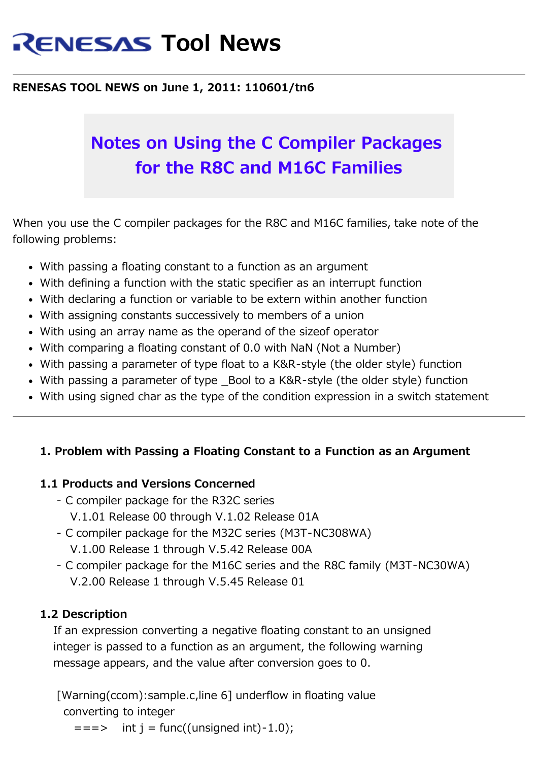# RENESAS Tool News

**RENESAS TOOL NEWS on June 1, 2011: 110601/tn6**

## Notes on Using the C Compiler Packages for the R8C and M16C Families

When you use the C compiler packages for the R8C and M16C families, take note of the following problems:

- With passing a floating constant to a function as an argument
- With defining a function with the static specifier as an interrupt function
- With declaring a function or variable to be extern within another function
- With assigning constants successively to members of a union
- With using an array name as the operand of the sizeof operator
- With comparing a floating constant of 0.0 with NaN (Not a Number)
- With passing a parameter of type float to a K&R-style (the older style) function
- With passing a parameter of type _Bool to a K&R-style (the older style) function
- With using signed char as the type of the condition expression in a switch statement

---

### 1. Problem with Passing a Floating Constant to a Function as an Argument

#### 1.1 Products and Versions Concerned

- C compiler package for the R32C series
  V.1.01 Release 00 through V.1.02 Release 01A
- C compiler package for the M32C series (M3T-NC308WA)
  V.1.00 Release 1 through V.5.42 Release 00A
- C compiler package for the M16C series and the R8C family (M3T-NC30WA)
  V.2.00 Release 1 through V.5.45 Release 01

#### 1.2 Description

If an expression converting a negative floating constant to an unsigned integer is passed to a function as an argument, the following warning message appears, and the value after conversion goes to 0.

```
[Warning(ccom):sample.c,line 6] underflow in floating value
  converting to integer
    ===>   int j = func((unsigned int)-1.0);
```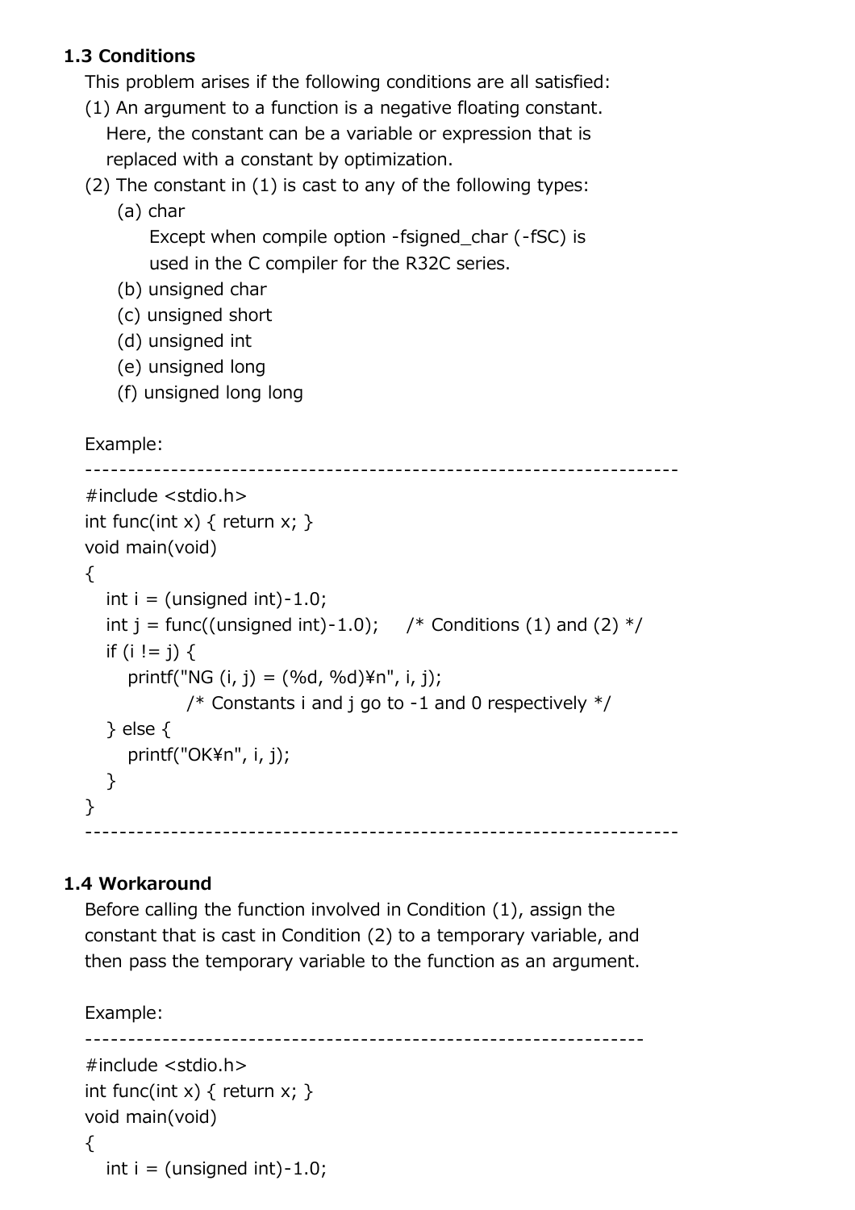### 1.3 Conditions

This problem arises if the following conditions are all satisfied:

(1) An argument to a function is a negative floating constant. Here, the constant can be a variable or expression that is replaced with a constant by optimization.

(2) The constant in (1) is cast to any of the following types:

(a) char
Except when compile option -fsigned_char (-fSC) is used in the C compiler for the R32C series.

(b) unsigned char

(c) unsigned short

(d) unsigned int

(e) unsigned long

(f) unsigned long long

Example:

```
--------------------------------------------------------------------
#include <stdio.h>
int func(int x) { return x; }
void main(void)
{
   int i = (unsigned int)-1.0;
   int j = func((unsigned int)-1.0);     /* Conditions (1) and (2) */
   if (i != j) {
      printf("NG (i, j) = (%d, %d)¥n", i, j);
               /* Constants i and j go to -1 and 0 respectively */
   } else {
      printf("OK¥n", i, j);
   }
}
--------------------------------------------------------------------
```

### 1.4 Workaround

Before calling the function involved in Condition (1), assign the constant that is cast in Condition (2) to a temporary variable, and then pass the temporary variable to the function as an argument.

Example:

```
----------------------------------------------------------------
#include <stdio.h>
int func(int x) { return x; }
void main(void)
{
   int i = (unsigned int)-1.0;
```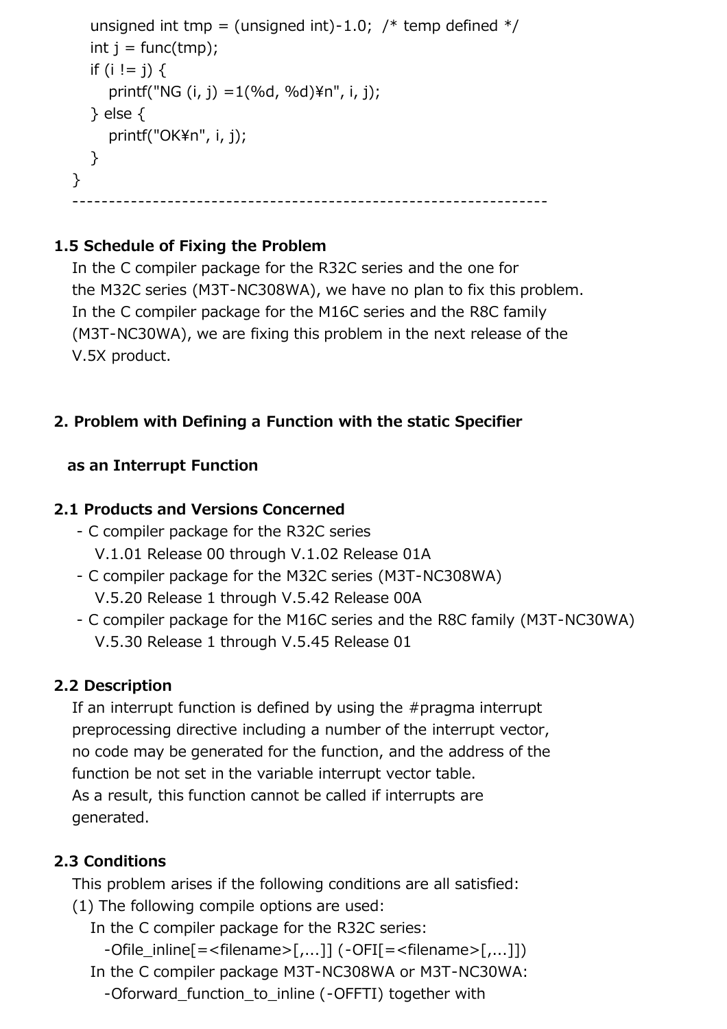```
    unsigned int tmp = (unsigned int)-1.0;  /* temp defined */
    int j = func(tmp);
    if (i != j) {
        printf("NG (i, j) =1(%d, %d)¥n", i, j);
    } else {
        printf("OK¥n", i, j);
    }
}
---------------------------------------------------------------
```

### 1.5 Schedule of Fixing the Problem

In the C compiler package for the R32C series and the one for the M32C series (M3T-NC308WA), we have no plan to fix this problem.
In the C compiler package for the M16C series and the R8C family (M3T-NC30WA), we are fixing this problem in the next release of the V.5X product.

## 2. Problem with Defining a Function with the static Specifier as an Interrupt Function

### 2.1 Products and Versions Concerned

- C compiler package for the R32C series
  V.1.01 Release 00 through V.1.02 Release 01A
- C compiler package for the M32C series (M3T-NC308WA)
  V.5.20 Release 1 through V.5.42 Release 00A
- C compiler package for the M16C series and the R8C family (M3T-NC30WA)
  V.5.30 Release 1 through V.5.45 Release 01

### 2.2 Description

If an interrupt function is defined by using the #pragma interrupt preprocessing directive including a number of the interrupt vector, no code may be generated for the function, and the address of the function be not set in the variable interrupt vector table.
As a result, this function cannot be called if interrupts are generated.

### 2.3 Conditions

This problem arises if the following conditions are all satisfied:
(1) The following compile options are used:
  In the C compiler package for the R32C series:
    -Ofile_inline[=<filename>[,...]] (-OFI[=<filename>[,...]])
  In the C compiler package M3T-NC308WA or M3T-NC30WA:
    -Oforward_function_to_inline (-OFFTI) together with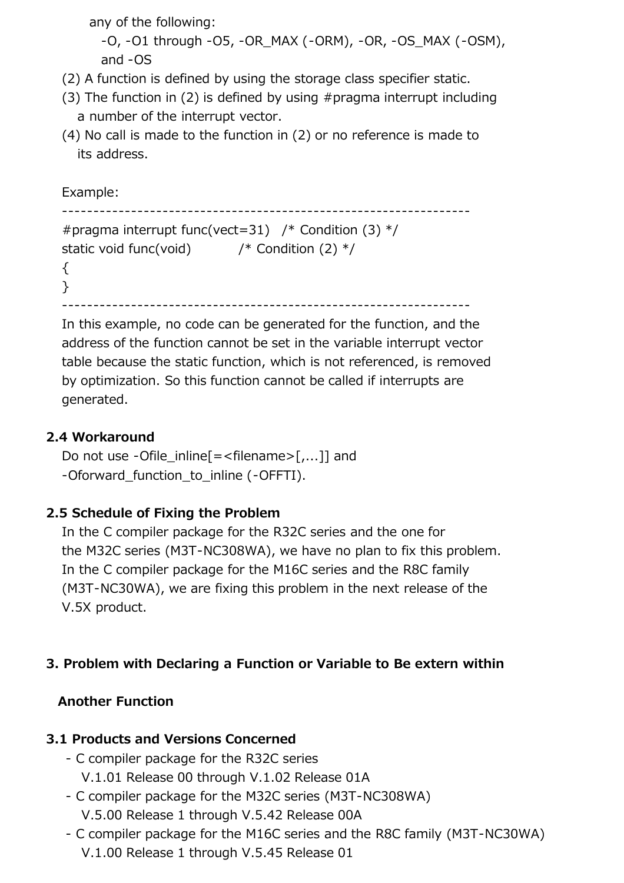any of the following:
  -O, -O1 through -O5, -OR_MAX (-ORM), -OR, -OS_MAX (-OSM), and -OS

(2) A function is defined by using the storage class specifier static.
(3) The function in (2) is defined by using #pragma interrupt including a number of the interrupt vector.
(4) No call is made to the function in (2) or no reference is made to its address.

Example:

```
----------------------------------------------------------------
#pragma interrupt func(vect=31)   /* Condition (3) */
static void func(void)          /* Condition (2) */
{
}
----------------------------------------------------------------
```

In this example, no code can be generated for the function, and the address of the function cannot be set in the variable interrupt vector table because the static function, which is not referenced, is removed by optimization. So this function cannot be called if interrupts are generated.

### 2.4 Workaround

Do not use -Ofile_inline[=<filename>[,...]] and -Oforward_function_to_inline (-OFFTI).

### 2.5 Schedule of Fixing the Problem

In the C compiler package for the R32C series and the one for the M32C series (M3T-NC308WA), we have no plan to fix this problem.
In the C compiler package for the M16C series and the R8C family (M3T-NC30WA), we are fixing this problem in the next release of the V.5X product.

## 3. Problem with Declaring a Function or Variable to Be extern within Another Function

### 3.1 Products and Versions Concerned

- C compiler package for the R32C series
  V.1.01 Release 00 through V.1.02 Release 01A
- C compiler package for the M32C series (M3T-NC308WA)
  V.5.00 Release 1 through V.5.42 Release 00A
- C compiler package for the M16C series and the R8C family (M3T-NC30WA)
  V.1.00 Release 1 through V.5.45 Release 01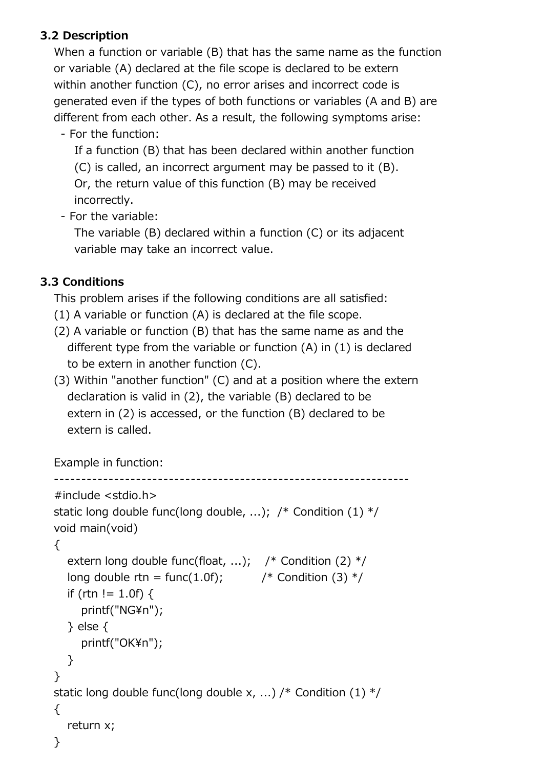### 3.2 Description

When a function or variable (B) that has the same name as the function or variable (A) declared at the file scope is declared to be extern within another function (C), no error arises and incorrect code is generated even if the types of both functions or variables (A and B) are different from each other. As a result, the following symptoms arise:

- For the function:
  If a function (B) that has been declared within another function (C) is called, an incorrect argument may be passed to it (B). Or, the return value of this function (B) may be received incorrectly.
- For the variable:
  The variable (B) declared within a function (C) or its adjacent variable may take an incorrect value.

### 3.3 Conditions

This problem arises if the following conditions are all satisfied:

(1) A variable or function (A) is declared at the file scope.

(2) A variable or function (B) that has the same name as and the different type from the variable or function (A) in (1) is declared to be extern in another function (C).

(3) Within "another function" (C) and at a position where the extern declaration is valid in (2), the variable (B) declared to be extern in (2) is accessed, or the function (B) declared to be extern is called.

Example in function:

```
----------------------------------------------------------------
#include <stdio.h>
static long double func(long double, ...);  /* Condition (1) */
void main(void)
{
   extern long double func(float, ...);    /* Condition (2) */
   long double rtn = func(1.0f);          /* Condition (3) */
   if (rtn != 1.0f) {
      printf("NG¥n");
   } else {
      printf("OK¥n");
   }
}
static long double func(long double x, ...) /* Condition (1) */
{
   return x;
}
```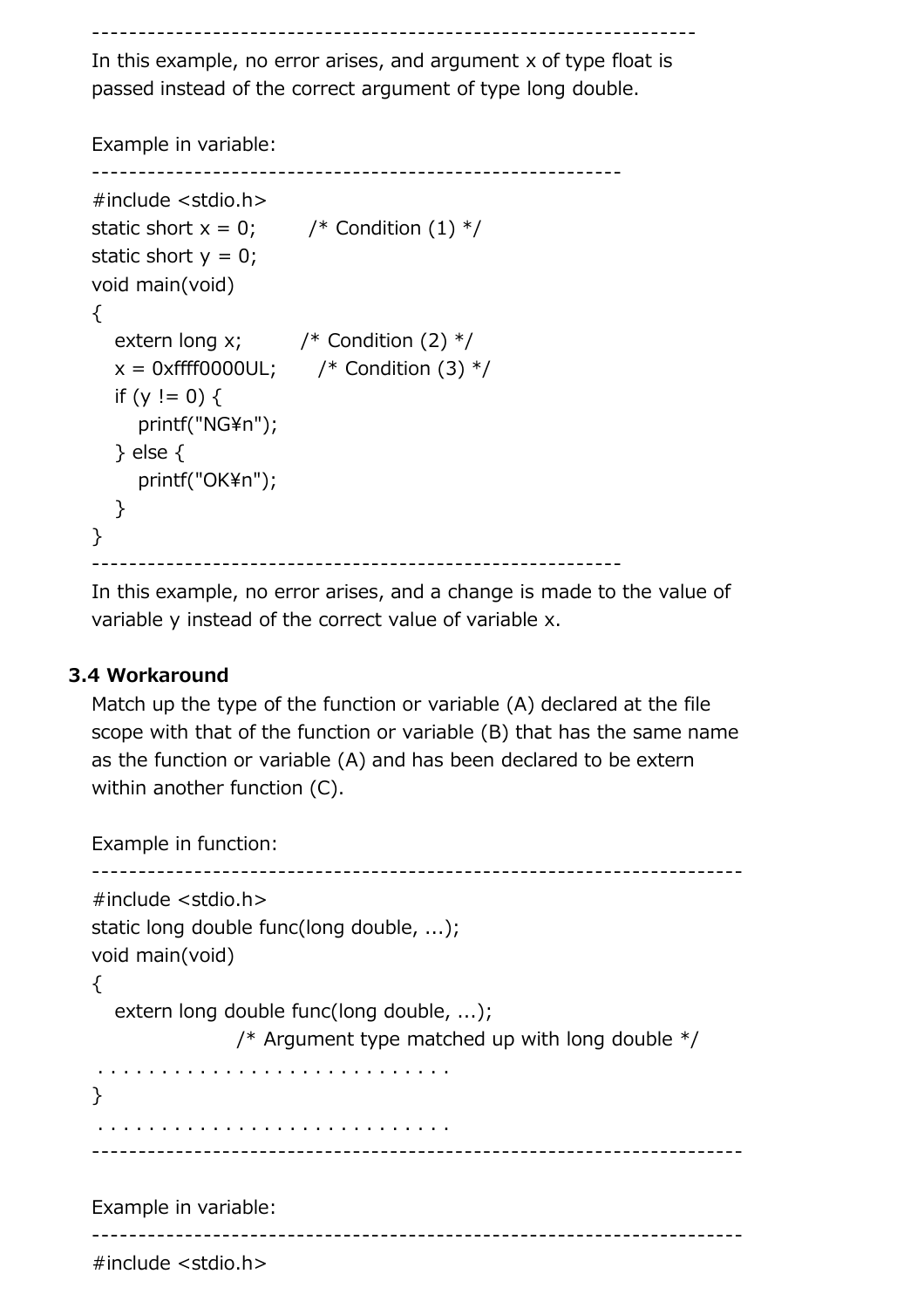---------------------------------------------------------------

In this example, no error arises, and argument x of type float is passed instead of the correct argument of type long double.

Example in variable:

```
#include <stdio.h>
static short x = 0;        /* Condition (1) */
static short y = 0;
void main(void)
{
    extern long x;          /* Condition (2) */
    x = 0xffff0000UL;       /* Condition (3) */
    if (y != 0) {
        printf("NG¥n");
    } else {
        printf("OK¥n");
    }
}
```

In this example, no error arises, and a change is made to the value of variable y instead of the correct value of variable x.

### 3.4 Workaround

Match up the type of the function or variable (A) declared at the file scope with that of the function or variable (B) that has the same name as the function or variable (A) and has been declared to be extern within another function (C).

Example in function:

```
#include <stdio.h>
static long double func(long double, ...);
void main(void)
{
    extern long double func(long double, ...);
                    /* Argument type matched up with long double */
 . . . . . . . . . . . . . . . . . . . . . . . . . .
}
 . . . . . . . . . . . . . . . . . . . . . . . . . .
```

Example in variable:

```
#include <stdio.h>
```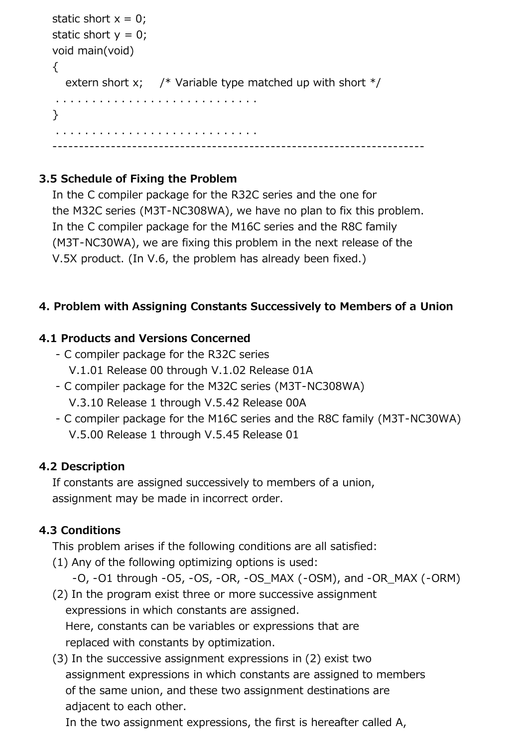```
static short x = 0;
static short y = 0;
void main(void)
{
   extern short x;    /* Variable type matched up with short */
 . . . . . . . . . . . . . . . . . . . . . . . . . . .
}
 . . . . . . . . . . . . . . . . . . . . . . . . . . .
-------------------------------------------------------------------
```

### 3.5 Schedule of Fixing the Problem

In the C compiler package for the R32C series and the one for the M32C series (M3T-NC308WA), we have no plan to fix this problem. In the C compiler package for the M16C series and the R8C family (M3T-NC30WA), we are fixing this problem in the next release of the V.5X product. (In V.6, the problem has already been fixed.)

## 4. Problem with Assigning Constants Successively to Members of a Union

### 4.1 Products and Versions Concerned

- C compiler package for the R32C series
  V.1.01 Release 00 through V.1.02 Release 01A
- C compiler package for the M32C series (M3T-NC308WA)
  V.3.10 Release 1 through V.5.42 Release 00A
- C compiler package for the M16C series and the R8C family (M3T-NC30WA)
  V.5.00 Release 1 through V.5.45 Release 01

### 4.2 Description

If constants are assigned successively to members of a union, assignment may be made in incorrect order.

### 4.3 Conditions

This problem arises if the following conditions are all satisfied:

(1) Any of the following optimizing options is used:
  -O, -O1 through -O5, -OS, -OR, -OS_MAX (-OSM), and -OR_MAX (-ORM)

(2) In the program exist three or more successive assignment expressions in which constants are assigned.
  Here, constants can be variables or expressions that are replaced with constants by optimization.

(3) In the successive assignment expressions in (2) exist two assignment expressions in which constants are assigned to members of the same union, and these two assignment destinations are adjacent to each other.
  In the two assignment expressions, the first is hereafter called A,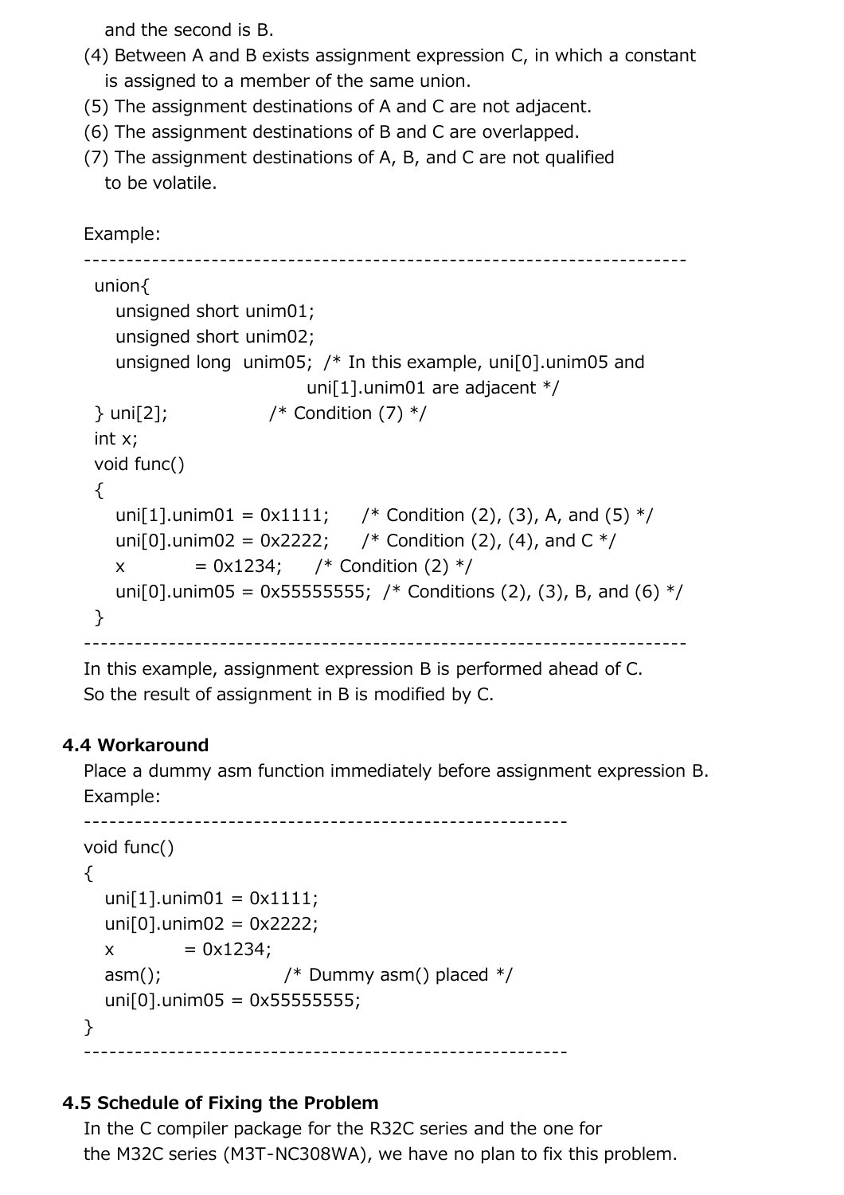and the second is B.

(4) Between A and B exists assignment expression C, in which a constant is assigned to a member of the same union.
(5) The assignment destinations of A and C are not adjacent.
(6) The assignment destinations of B and C are overlapped.
(7) The assignment destinations of A, B, and C are not qualified to be volatile.

Example:

```
union{
    unsigned short unim01;
    unsigned short unim02;
    unsigned long  unim05;  /* In this example, uni[0].unim05 and
                               uni[1].unim01 are adjacent */
} uni[2];                 /* Condition (7) */
int x;
void func()
{
    uni[1].unim01 = 0x1111;     /* Condition (2), (3), A, and (5) */
    uni[0].unim02 = 0x2222;     /* Condition (2), (4), and C */
    x             = 0x1234;     /* Condition (2) */
    uni[0].unim05 = 0x55555555;  /* Conditions (2), (3), B, and (6) */
}
```

In this example, assignment expression B is performed ahead of C. So the result of assignment in B is modified by C.

### 4.4 Workaround

Place a dummy asm function immediately before assignment expression B.

Example:

```
void func()
{
    uni[1].unim01 = 0x1111;
    uni[0].unim02 = 0x2222;
    x             = 0x1234;
    asm();                  /* Dummy asm() placed */
    uni[0].unim05 = 0x55555555;
}
```

### 4.5 Schedule of Fixing the Problem

In the C compiler package for the R32C series and the one for the M32C series (M3T-NC308WA), we have no plan to fix this problem.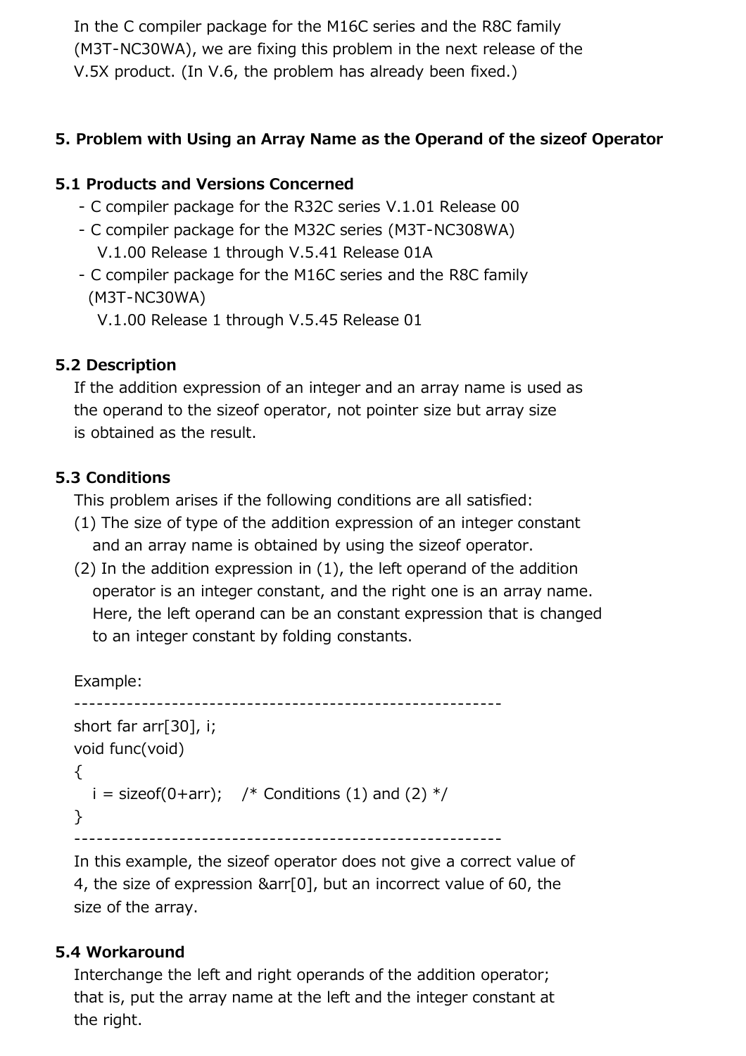In the C compiler package for the M16C series and the R8C family (M3T-NC30WA), we are fixing this problem in the next release of the V.5X product. (In V.6, the problem has already been fixed.)

## 5. Problem with Using an Array Name as the Operand of the sizeof Operator

### 5.1 Products and Versions Concerned

- C compiler package for the R32C series V.1.01 Release 00
- C compiler package for the M32C series (M3T-NC308WA) V.1.00 Release 1 through V.5.41 Release 01A
- C compiler package for the M16C series and the R8C family (M3T-NC30WA) V.1.00 Release 1 through V.5.45 Release 01

### 5.2 Description

If the addition expression of an integer and an array name is used as the operand to the sizeof operator, not pointer size but array size is obtained as the result.

### 5.3 Conditions

This problem arises if the following conditions are all satisfied:

(1) The size of type of the addition expression of an integer constant and an array name is obtained by using the sizeof operator.

(2) In the addition expression in (1), the left operand of the addition operator is an integer constant, and the right one is an array name. Here, the left operand can be an constant expression that is changed to an integer constant by folding constants.

Example:

```
--------------------------------------------------------
short far arr[30], i;
void func(void)
{
    i = sizeof(0+arr);    /* Conditions (1) and (2) */
}
--------------------------------------------------------
```

In this example, the sizeof operator does not give a correct value of 4, the size of expression &arr[0], but an incorrect value of 60, the size of the array.

### 5.4 Workaround

Interchange the left and right operands of the addition operator; that is, put the array name at the left and the integer constant at the right.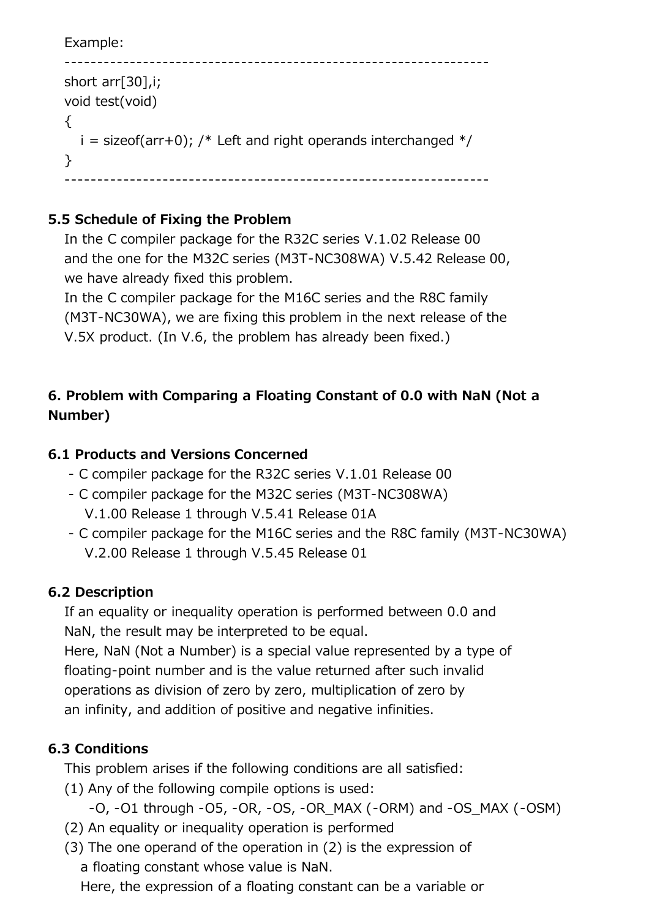Example:

```
----------------------------------------------------------------
short arr[30],i;
void test(void)
{
   i = sizeof(arr+0); /* Left and right operands interchanged */
}
----------------------------------------------------------------
```

### 5.5 Schedule of Fixing the Problem

In the C compiler package for the R32C series V.1.02 Release 00 and the one for the M32C series (M3T-NC308WA) V.5.42 Release 00, we have already fixed this problem.
In the C compiler package for the M16C series and the R8C family (M3T-NC30WA), we are fixing this problem in the next release of the V.5X product. (In V.6, the problem has already been fixed.)

## 6. Problem with Comparing a Floating Constant of 0.0 with NaN (Not a Number)

### 6.1 Products and Versions Concerned

- C compiler package for the R32C series V.1.01 Release 00
- C compiler package for the M32C series (M3T-NC308WA) V.1.00 Release 1 through V.5.41 Release 01A
- C compiler package for the M16C series and the R8C family (M3T-NC30WA) V.2.00 Release 1 through V.5.45 Release 01

### 6.2 Description

If an equality or inequality operation is performed between 0.0 and NaN, the result may be interpreted to be equal.
Here, NaN (Not a Number) is a special value represented by a type of floating-point number and is the value returned after such invalid operations as division of zero by zero, multiplication of zero by an infinity, and addition of positive and negative infinities.

### 6.3 Conditions

This problem arises if the following conditions are all satisfied:

(1) Any of the following compile options is used:
 -O, -O1 through -O5, -OR, -OS, -OR_MAX (-ORM) and -OS_MAX (-OSM)

(2) An equality or inequality operation is performed

(3) The one operand of the operation in (2) is the expression of a floating constant whose value is NaN.
 Here, the expression of a floating constant can be a variable or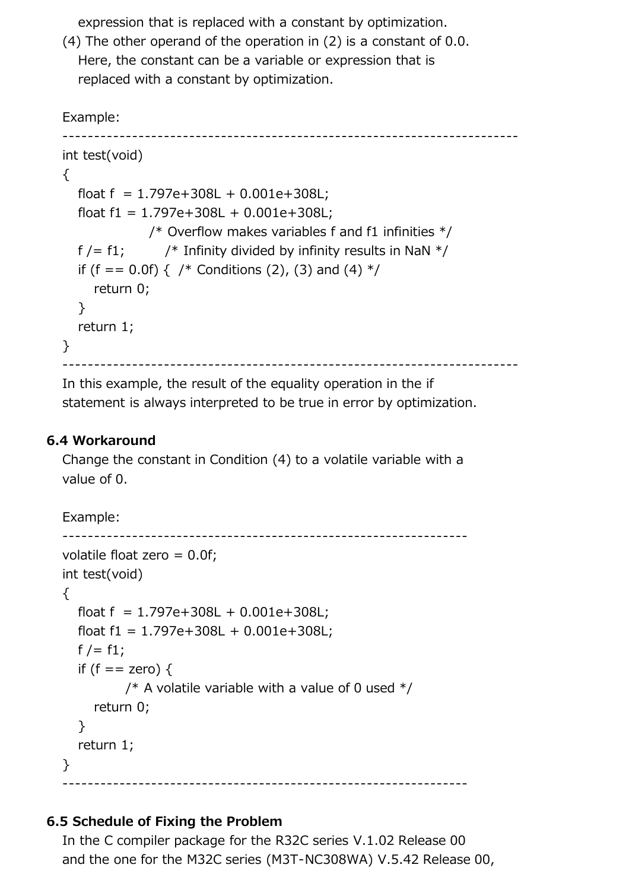expression that is replaced with a constant by optimization.

(4) The other operand of the operation in (2) is a constant of 0.0. Here, the constant can be a variable or expression that is replaced with a constant by optimization.

Example:

```
------------------------------------------------------------------------
int test(void)
{
    float f  = 1.797e+308L + 0.001e+308L;
    float f1 = 1.797e+308L + 0.001e+308L;
                 /* Overflow makes variables f and f1 infinities */
    f /= f1;        /* Infinity divided by infinity results in NaN */
    if (f == 0.0f) {  /* Conditions (2), (3) and (4) */
        return 0;
    }
    return 1;
}
------------------------------------------------------------------------
```

In this example, the result of the equality operation in the if statement is always interpreted to be true in error by optimization.

## 6.4 Workaround

Change the constant in Condition (4) to a volatile variable with a value of 0.

Example:

```
----------------------------------------------------------------
volatile float zero = 0.0f;
int test(void)
{
    float f  = 1.797e+308L + 0.001e+308L;
    float f1 = 1.797e+308L + 0.001e+308L;
    f /= f1;
    if (f == zero) {
            /* A volatile variable with a value of 0 used */
        return 0;
    }
    return 1;
}
----------------------------------------------------------------
```

## 6.5 Schedule of Fixing the Problem

In the C compiler package for the R32C series V.1.02 Release 00 and the one for the M32C series (M3T-NC308WA) V.5.42 Release 00,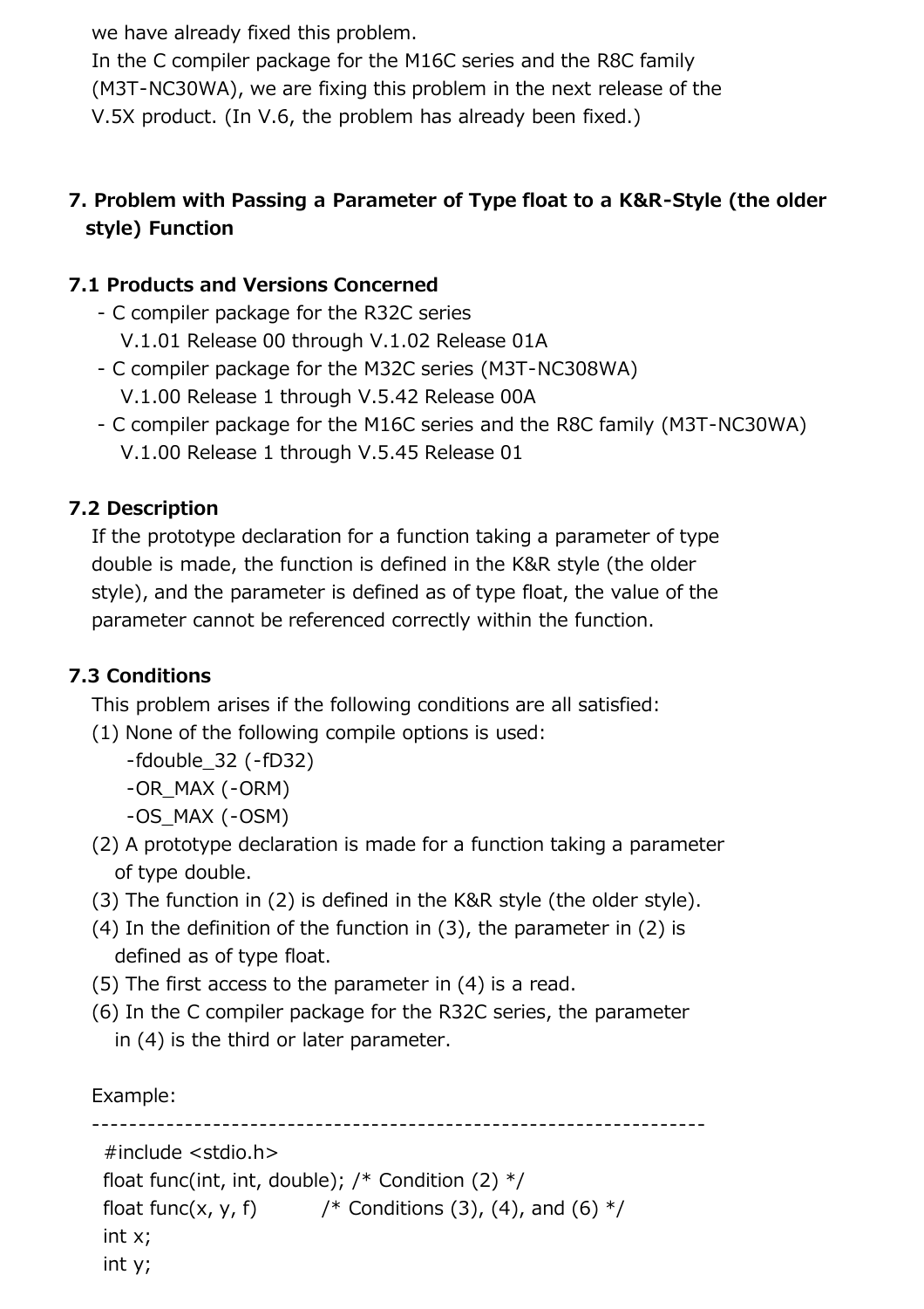we have already fixed this problem.
In the C compiler package for the M16C series and the R8C family (M3T-NC30WA), we are fixing this problem in the next release of the V.5X product. (In V.6, the problem has already been fixed.)

## 7. Problem with Passing a Parameter of Type float to a K&R-Style (the older style) Function

### 7.1 Products and Versions Concerned

- C compiler package for the R32C series
  V.1.01 Release 00 through V.1.02 Release 01A
- C compiler package for the M32C series (M3T-NC308WA)
  V.1.00 Release 1 through V.5.42 Release 00A
- C compiler package for the M16C series and the R8C family (M3T-NC30WA)
  V.1.00 Release 1 through V.5.45 Release 01

### 7.2 Description

If the prototype declaration for a function taking a parameter of type double is made, the function is defined in the K&R style (the older style), and the parameter is defined as of type float, the value of the parameter cannot be referenced correctly within the function.

### 7.3 Conditions

This problem arises if the following conditions are all satisfied:

(1) None of the following compile options is used:
  -fdouble_32 (-fD32)
  -OR_MAX (-ORM)
  -OS_MAX (-OSM)
(2) A prototype declaration is made for a function taking a parameter of type double.
(3) The function in (2) is defined in the K&R style (the older style).
(4) In the definition of the function in (3), the parameter in (2) is defined as of type float.
(5) The first access to the parameter in (4) is a read.
(6) In the C compiler package for the R32C series, the parameter in (4) is the third or later parameter.

Example:

```
----------------------------------------------------------------
 #include <stdio.h>
 float func(int, int, double); /* Condition (2) */
 float func(x, y, f)          /* Conditions (3), (4), and (6) */
 int x;
 int y;
```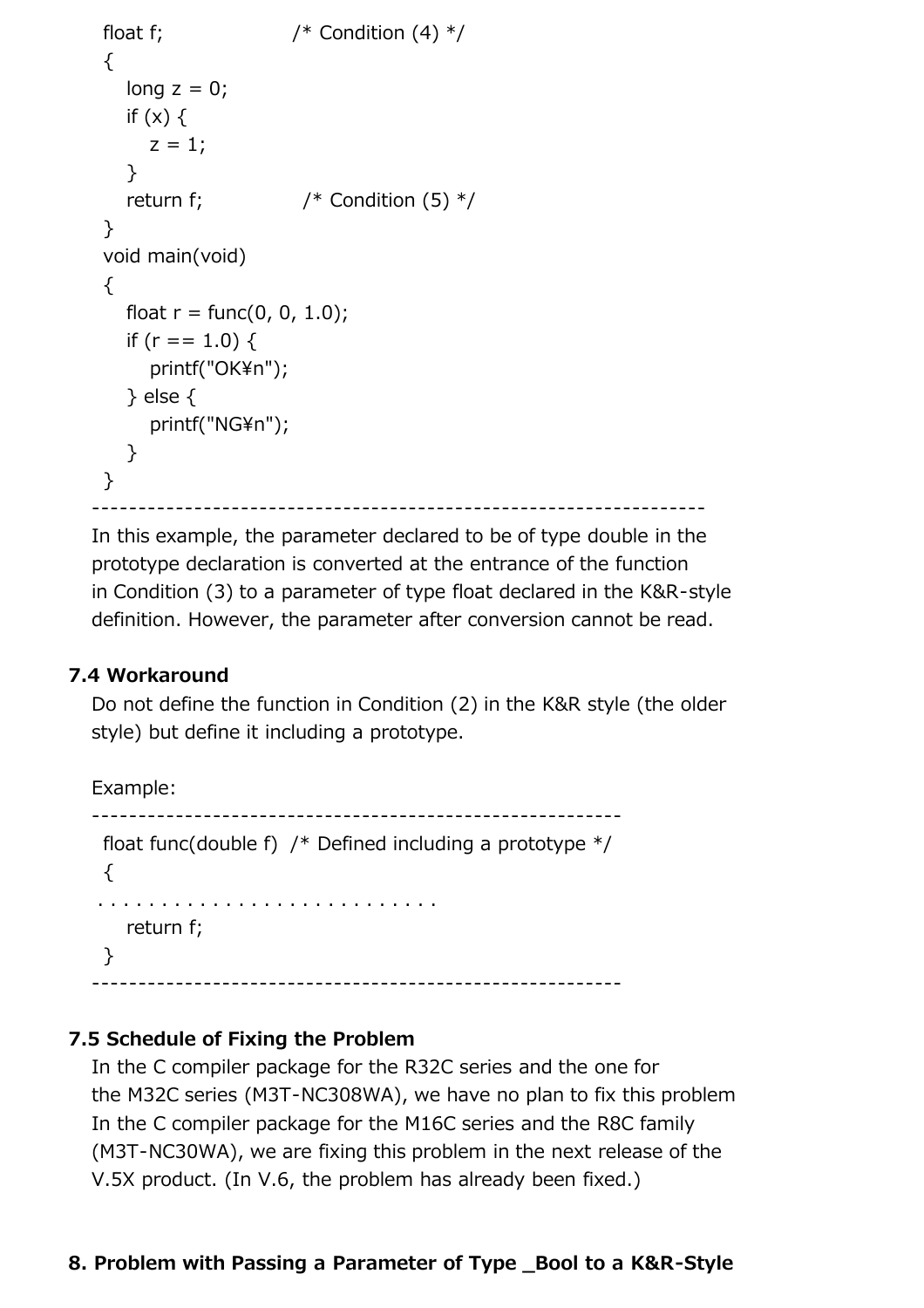```
  float f;                  /* Condition (4) */
  {
     long z = 0;
     if (x) {
        z = 1;
     }
     return f;              /* Condition (5) */
  }
  void main(void)
  {
     float r = func(0, 0, 1.0);
     if (r == 1.0) {
        printf("OK¥n");
     } else {
        printf("NG¥n");
     }
  }
```
-----------------------------------------------------------------

In this example, the parameter declared to be of type double in the prototype declaration is converted at the entrance of the function in Condition (3) to a parameter of type float declared in the K&R-style definition. However, the parameter after conversion cannot be read.

### 7.4 Workaround

Do not define the function in Condition (2) in the K&R style (the older style) but define it including a prototype.

Example:

```
  float func(double f)  /* Defined including a prototype */
  {
 . . . . . . . . . . . . . . . . . . . . . . . . . .
     return f;
  }
```

### 7.5 Schedule of Fixing the Problem

In the C compiler package for the R32C series and the one for the M32C series (M3T-NC308WA), we have no plan to fix this problem In the C compiler package for the M16C series and the R8C family (M3T-NC30WA), we are fixing this problem in the next release of the V.5X product. (In V.6, the problem has already been fixed.)

## 8. Problem with Passing a Parameter of Type _Bool to a K&R-Style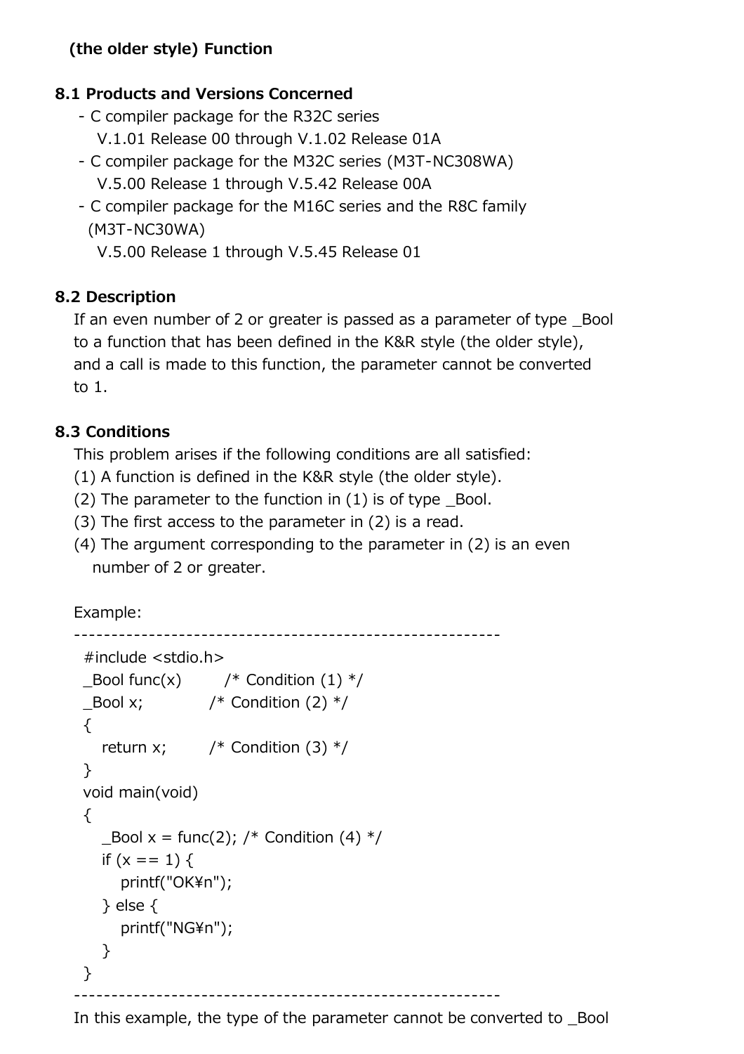(the older style) Function

### 8.1 Products and Versions Concerned

- C compiler package for the R32C series
  V.1.01 Release 00 through V.1.02 Release 01A
- C compiler package for the M32C series (M3T-NC308WA)
  V.5.00 Release 1 through V.5.42 Release 00A
- C compiler package for the M16C series and the R8C family (M3T-NC30WA)
  V.5.00 Release 1 through V.5.45 Release 01

### 8.2 Description

If an even number of 2 or greater is passed as a parameter of type _Bool to a function that has been defined in the K&R style (the older style), and a call is made to this function, the parameter cannot be converted to 1.

### 8.3 Conditions

This problem arises if the following conditions are all satisfied:

(1) A function is defined in the K&R style (the older style).
(2) The parameter to the function in (1) is of type _Bool.
(3) The first access to the parameter in (2) is a read.
(4) The argument corresponding to the parameter in (2) is an even number of 2 or greater.

Example:

```
---------------------------------------------------------
 #include <stdio.h>
 _Bool func(x)        /* Condition (1) */
 _Bool x;             /* Condition (2) */
 {
    return x;         /* Condition (3) */
 }
 void main(void)
 {
    _Bool x = func(2); /* Condition (4) */
    if (x == 1) {
       printf("OK¥n");
    } else {
       printf("NG¥n");
    }
 }
---------------------------------------------------------
```

In this example, the type of the parameter cannot be converted to _Bool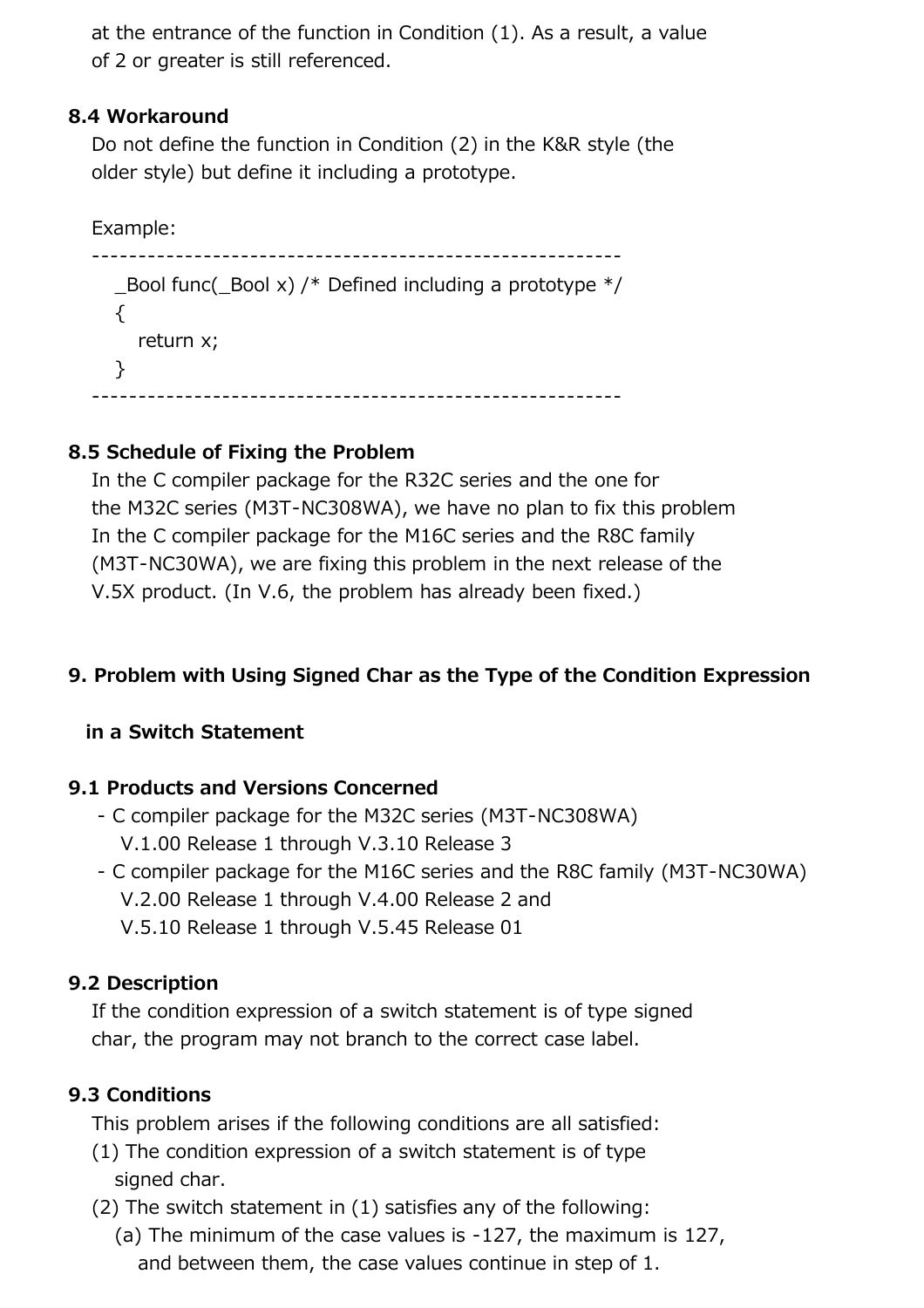at the entrance of the function in Condition (1). As a result, a value of 2 or greater is still referenced.

### 8.4 Workaround

Do not define the function in Condition (2) in the K&R style (the older style) but define it including a prototype.

Example:

```
--------------------------------------------------------
  _Bool func(_Bool x) /* Defined including a prototype */
  {
      return x;
  }
--------------------------------------------------------
```

### 8.5 Schedule of Fixing the Problem

In the C compiler package for the R32C series and the one for the M32C series (M3T-NC308WA), we have no plan to fix this problem In the C compiler package for the M16C series and the R8C family (M3T-NC30WA), we are fixing this problem in the next release of the V.5X product. (In V.6, the problem has already been fixed.)

## 9. Problem with Using Signed Char as the Type of the Condition Expression in a Switch Statement

### 9.1 Products and Versions Concerned

- C compiler package for the M32C series (M3T-NC308WA)
  V.1.00 Release 1 through V.3.10 Release 3
- C compiler package for the M16C series and the R8C family (M3T-NC30WA)
  V.2.00 Release 1 through V.4.00 Release 2 and
  V.5.10 Release 1 through V.5.45 Release 01

### 9.2 Description

If the condition expression of a switch statement is of type signed char, the program may not branch to the correct case label.

### 9.3 Conditions

This problem arises if the following conditions are all satisfied:

(1) The condition expression of a switch statement is of type signed char.

(2) The switch statement in (1) satisfies any of the following:

  (a) The minimum of the case values is -127, the maximum is 127, and between them, the case values continue in step of 1.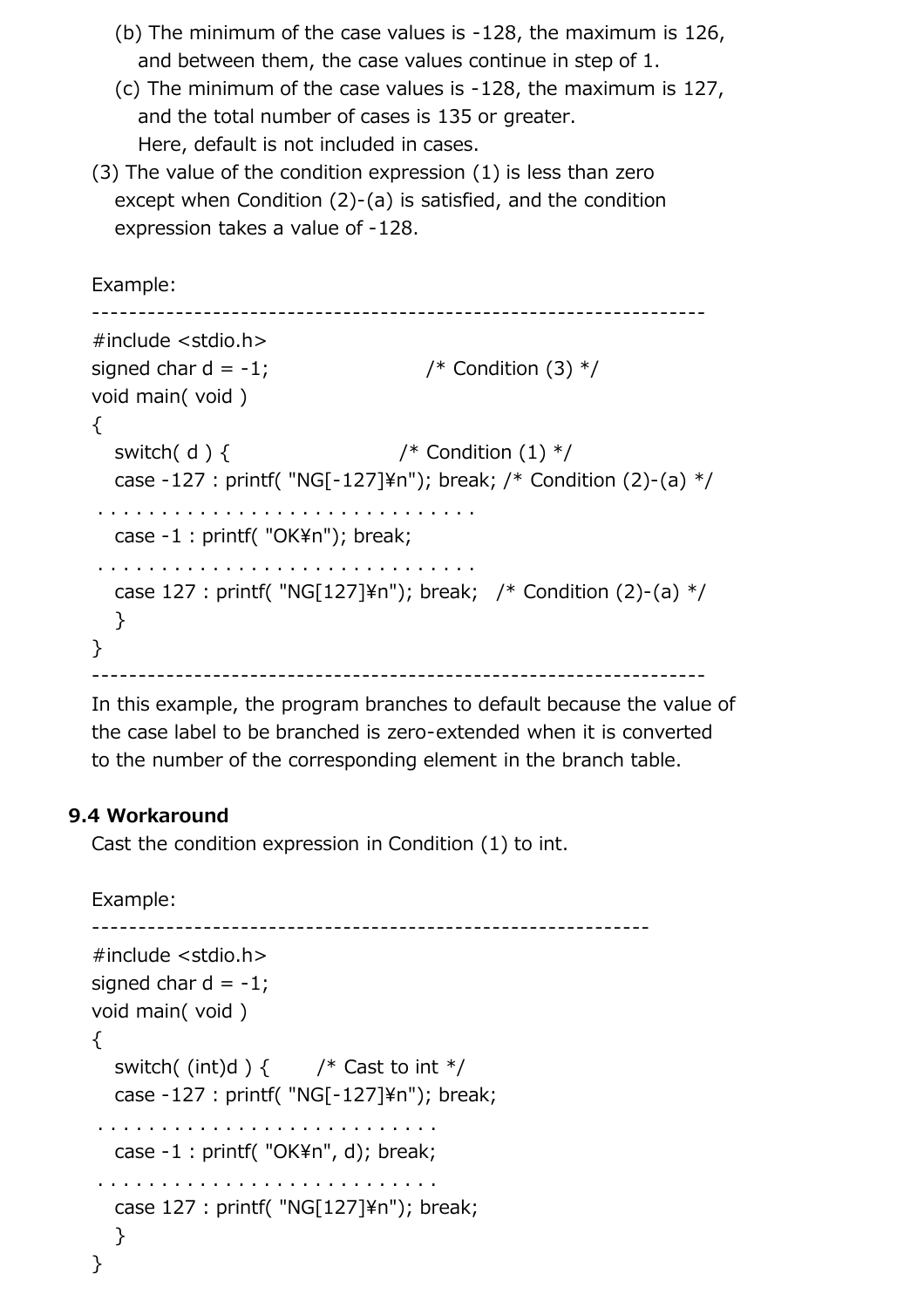(b) The minimum of the case values is -128, the maximum is 126, and between them, the case values continue in step of 1.

(c) The minimum of the case values is -128, the maximum is 127, and the total number of cases is 135 or greater.
Here, default is not included in cases.

(3) The value of the condition expression (1) is less than zero except when Condition (2)-(a) is satisfied, and the condition expression takes a value of -128.

Example:

```
#include <stdio.h>
signed char d = -1;                    /* Condition (3) */
void main( void )
{
   switch( d ) {                       /* Condition (1) */
   case -127 : printf( "NG[-127]¥n"); break; /* Condition (2)-(a) */
 . . . . . . . . . . . . . . . . . . . . . . . . . . . . .
   case -1 : printf( "OK¥n"); break;
 . . . . . . . . . . . . . . . . . . . . . . . . . . . . .
   case 127 : printf( "NG[127]¥n"); break;   /* Condition (2)-(a) */
   }
}
```

In this example, the program branches to default because the value of the case label to be branched is zero-extended when it is converted to the number of the corresponding element in the branch table.

## 9.4 Workaround

Cast the condition expression in Condition (1) to int.

Example:

```
#include <stdio.h>
signed char d = -1;
void main( void )
{
   switch( (int)d ) {       /* Cast to int */
   case -127 : printf( "NG[-127]¥n"); break;
 . . . . . . . . . . . . . . . . . . . . . . . . . .
   case -1 : printf( "OK¥n", d); break;
 . . . . . . . . . . . . . . . . . . . . . . . . . .
   case 127 : printf( "NG[127]¥n"); break;
   }
}
```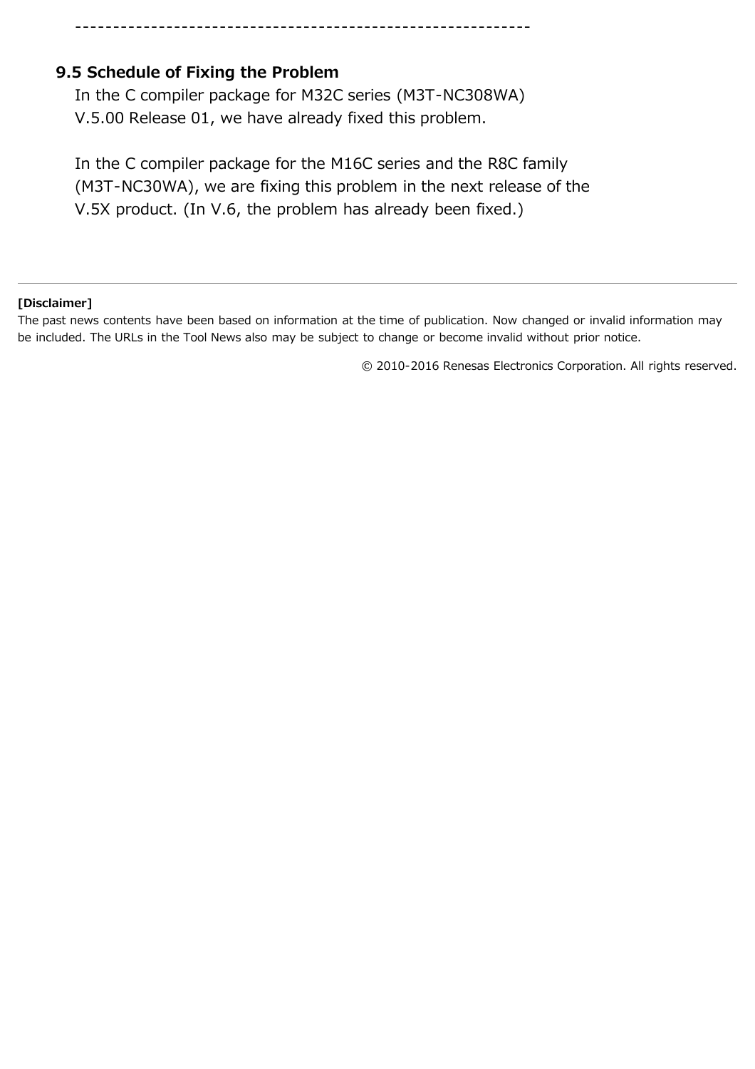------------------------------------------------------------

## 9.5 Schedule of Fixing the Problem

In the C compiler package for M32C series (M3T-NC308WA) V.5.00 Release 01, we have already fixed this problem.

In the C compiler package for the M16C series and the R8C family (M3T-NC30WA), we are fixing this problem in the next release of the V.5X product. (In V.6, the problem has already been fixed.)

---

**[Disclaimer]**

The past news contents have been based on information at the time of publication. Now changed or invalid information may be included. The URLs in the Tool News also may be subject to change or become invalid without prior notice.

© 2010-2016 Renesas Electronics Corporation. All rights reserved.